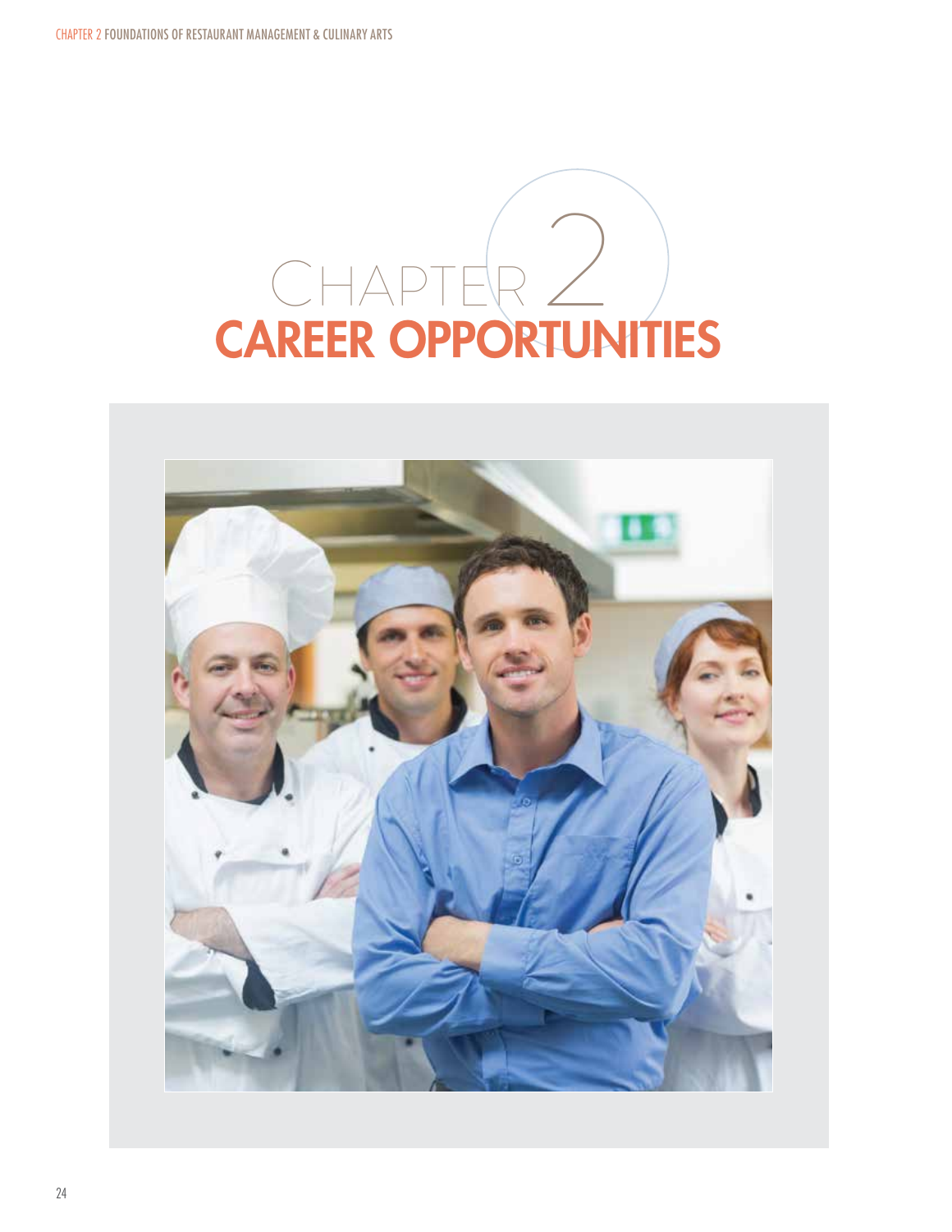# Chapter 2
# CAREER OPPORTUNITIES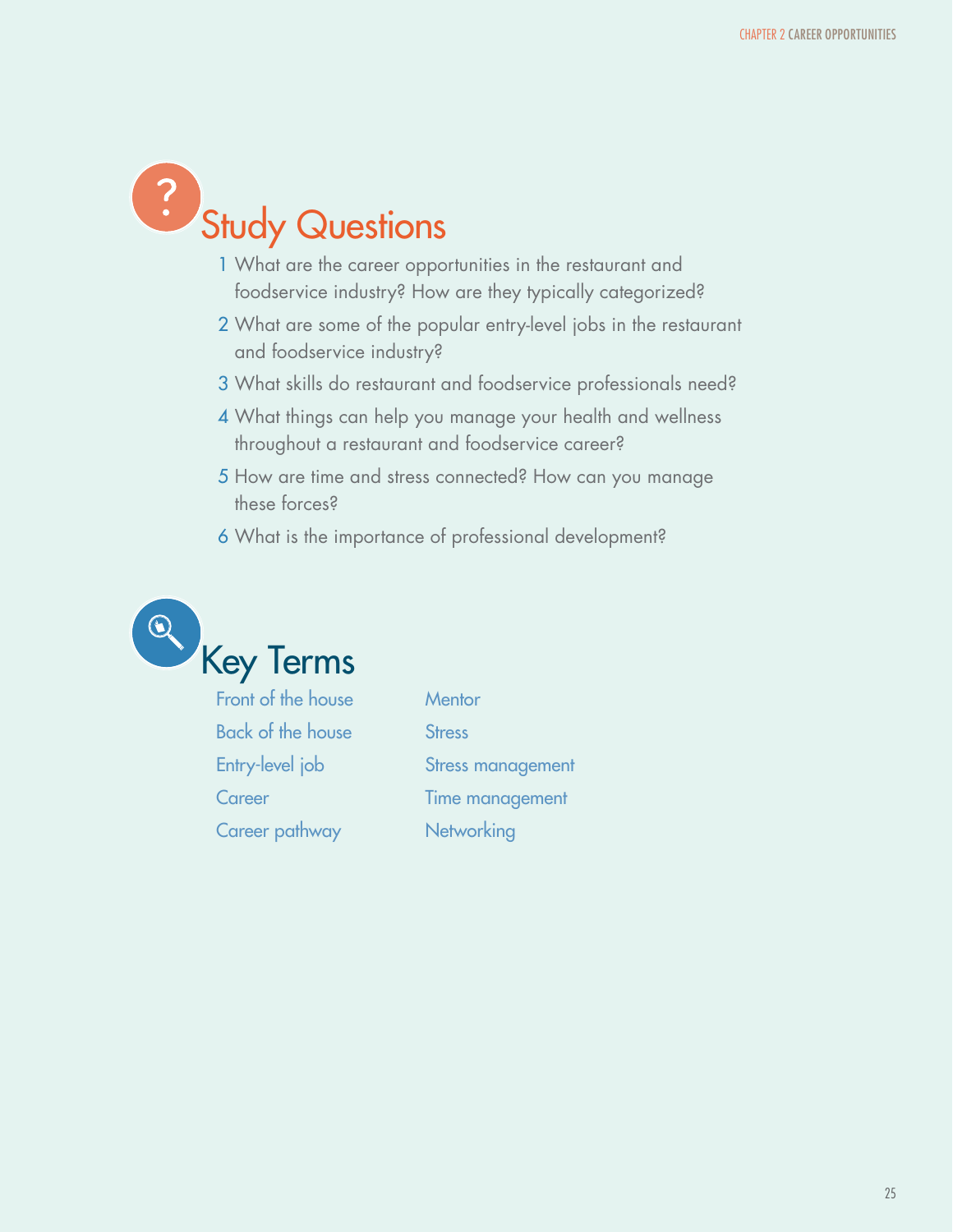## Study Questions

1. What are the career opportunities in the restaurant and foodservice industry? How are they typically categorized?
2. What are some of the popular entry-level jobs in the restaurant and foodservice industry?
3. What skills do restaurant and foodservice professionals need?
4. What things can help you manage your health and wellness throughout a restaurant and foodservice career?
5. How are time and stress connected? How can you manage these forces?
6. What is the importance of professional development?

## Key Terms

- Front of the house
- Back of the house
- Entry-level job
- Career
- Career pathway
- Mentor
- Stress
- Stress management
- Time management
- Networking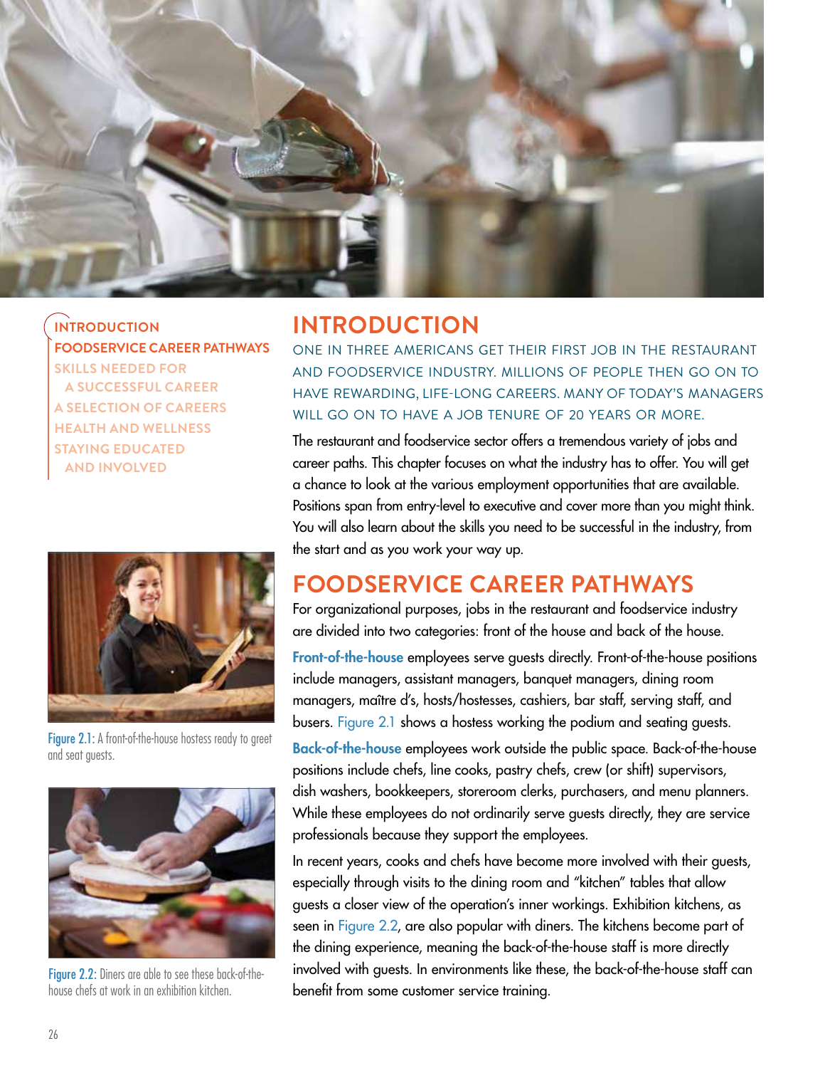INTRODUCTION
FOODSERVICE CAREER PATHWAYS
SKILLS NEEDED FOR A SUCCESSFUL CAREER
A SELECTION OF CAREERS
HEALTH AND WELLNESS
STAYING EDUCATED AND INVOLVED

## INTRODUCTION

ONE IN THREE AMERICANS GET THEIR FIRST JOB IN THE RESTAURANT AND FOODSERVICE INDUSTRY. MILLIONS OF PEOPLE THEN GO ON TO HAVE REWARDING, LIFE-LONG CAREERS. MANY OF TODAY'S MANAGERS WILL GO ON TO HAVE A JOB TENURE OF 20 YEARS OR MORE.

The restaurant and foodservice sector offers a tremendous variety of jobs and career paths. This chapter focuses on what the industry has to offer. You will get a chance to look at the various employment opportunities that are available. Positions span from entry-level to executive and cover more than you might think. You will also learn about the skills you need to be successful in the industry, from the start and as you work your way up.

## FOODSERVICE CAREER PATHWAYS

For organizational purposes, jobs in the restaurant and foodservice industry are divided into two categories: front of the house and back of the house.

**Front-of-the-house** employees serve guests directly. Front-of-the-house positions include managers, assistant managers, banquet managers, dining room managers, maître d's, hosts/hostesses, cashiers, bar staff, serving staff, and busers. Figure 2.1 shows a hostess working the podium and seating guests.

Figure 2.1: A front-of-the-house hostess ready to greet and seat guests.

**Back-of-the-house** employees work outside the public space. Back-of-the-house positions include chefs, line cooks, pastry chefs, crew (or shift) supervisors, dish washers, bookkeepers, storeroom clerks, purchasers, and menu planners. While these employees do not ordinarily serve guests directly, they are service professionals because they support the employees.

In recent years, cooks and chefs have become more involved with their guests, especially through visits to the dining room and "kitchen" tables that allow guests a closer view of the operation's inner workings. Exhibition kitchens, as seen in Figure 2.2, are also popular with diners. The kitchens become part of the dining experience, meaning the back-of-the-house staff is more directly involved with guests. In environments like these, the back-of-the-house staff can benefit from some customer service training.

Figure 2.2: Diners are able to see these back-of-the-house chefs at work in an exhibition kitchen.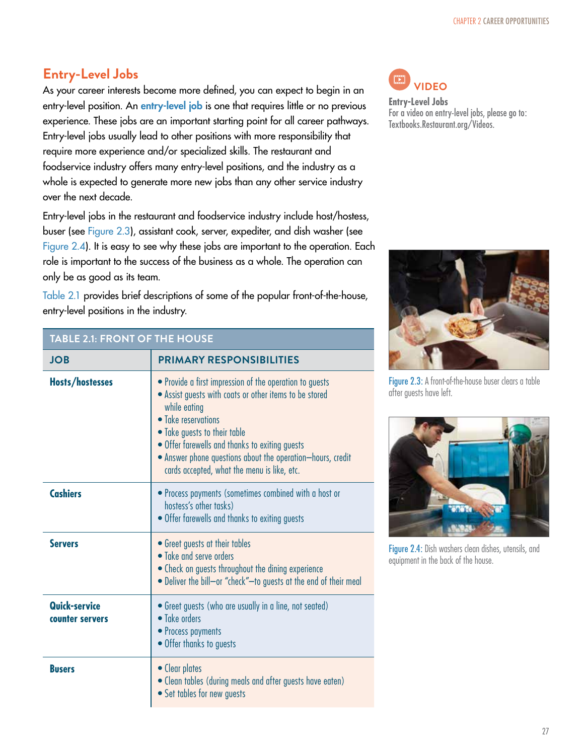## Entry-Level Jobs

As your career interests become more defined, you can expect to begin in an entry-level position. An **entry-level job** is one that requires little or no previous experience. These jobs are an important starting point for all career pathways. Entry-level jobs usually lead to other positions with more responsibility that require more experience and/or specialized skills. The restaurant and foodservice industry offers many entry-level positions, and the industry as a whole is expected to generate more new jobs than any other service industry over the next decade.

Entry-level jobs in the restaurant and foodservice industry include host/hostess, buser (see Figure 2.3), assistant cook, server, expediter, and dish washer (see Figure 2.4). It is easy to see why these jobs are important to the operation. Each role is important to the success of the business as a whole. The operation can only be as good as its team.

Table 2.1 provides brief descriptions of some of the popular front-of-the-house, entry-level positions in the industry.

**TABLE 2.1: FRONT OF THE HOUSE**

| JOB | PRIMARY RESPONSIBILITIES |
|---|---|
| **Hosts/hostesses** | • Provide a first impression of the operation to guests<br>• Assist guests with coats or other items to be stored while eating<br>• Take reservations<br>• Take guests to their table<br>• Offer farewells and thanks to exiting guests<br>• Answer phone questions about the operation—hours, credit cards accepted, what the menu is like, etc. |
| **Cashiers** | • Process payments (sometimes combined with a host or hostess's other tasks)<br>• Offer farewells and thanks to exiting guests |
| **Servers** | • Greet guests at their tables<br>• Take and serve orders<br>• Check on guests throughout the dining experience<br>• Deliver the bill—or "check"—to guests at the end of their meal |
| **Quick-service counter servers** | • Greet guests (who are usually in a line, not seated)<br>• Take orders<br>• Process payments<br>• Offer thanks to guests |
| **Busers** | • Clear plates<br>• Clean tables (during meals and after guests have eaten)<br>• Set tables for new guests |

**VIDEO**

**Entry-Level Jobs**
For a video on entry-level jobs, please go to: Textbooks.Restaurant.org/Videos.

Figure 2.3: A front-of-the-house buser clears a table after guests have left.

Figure 2.4: Dish washers clean dishes, utensils, and equipment in the back of the house.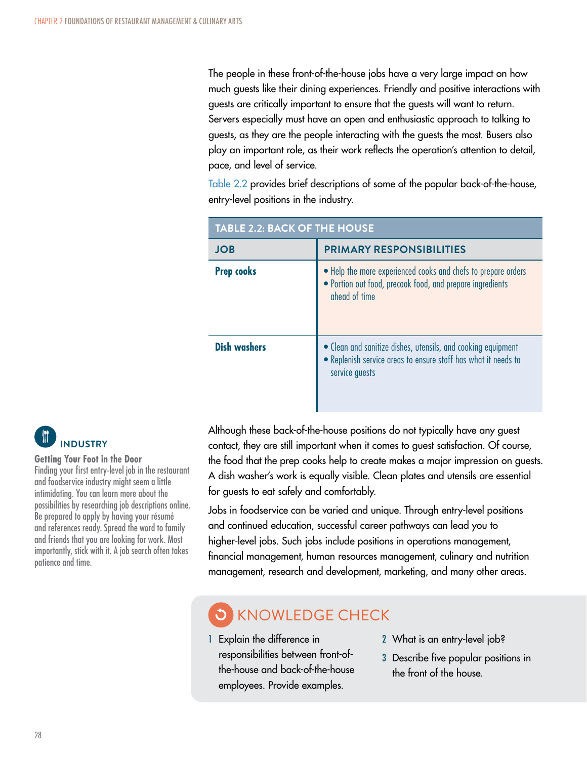The people in these front-of-the-house jobs have a very large impact on how much guests like their dining experiences. Friendly and positive interactions with guests are critically important to ensure that the guests will want to return. Servers especially must have an open and enthusiastic approach to talking to guests, as they are the people interacting with the guests the most. Busers also play an important role, as their work reflects the operation's attention to detail, pace, and level of service.

Table 2.2 provides brief descriptions of some of the popular back-of-the-house, entry-level positions in the industry.

**TABLE 2.2: BACK OF THE HOUSE**

| JOB | PRIMARY RESPONSIBILITIES |
|---|---|
| **Prep cooks** | • Help the more experienced cooks and chefs to prepare orders<br>• Portion out food, precook food, and prepare ingredients ahead of time |
| **Dish washers** | • Clean and sanitize dishes, utensils, and cooking equipment<br>• Replenish service areas to ensure staff has what it needs to service guests |

Although these back-of-the-house positions do not typically have any guest contact, they are still important when it comes to guest satisfaction. Of course, the food that the prep cooks help to create makes a major impression on guests. A dish washer's work is equally visible. Clean plates and utensils are essential for guests to eat safely and comfortably.

Jobs in foodservice can be varied and unique. Through entry-level positions and continued education, successful career pathways can lead you to higher-level jobs. Such jobs include positions in operations management, financial management, human resources management, culinary and nutrition management, research and development, marketing, and many other areas.

> **INDUSTRY**
>
> **Getting Your Foot in the Door**
>
> Finding your first entry-level job in the restaurant and foodservice industry might seem a little intimidating. You can learn more about the possibilities by researching job descriptions online. Be prepared to apply by having your résumé and references ready. Spread the word to family and friends that you are looking for work. Most importantly, stick with it. A job search often takes patience and time.

## KNOWLEDGE CHECK

1. Explain the difference in responsibilities between front-of-the-house and back-of-the-house employees. Provide examples.
2. What is an entry-level job?
3. Describe five popular positions in the front of the house.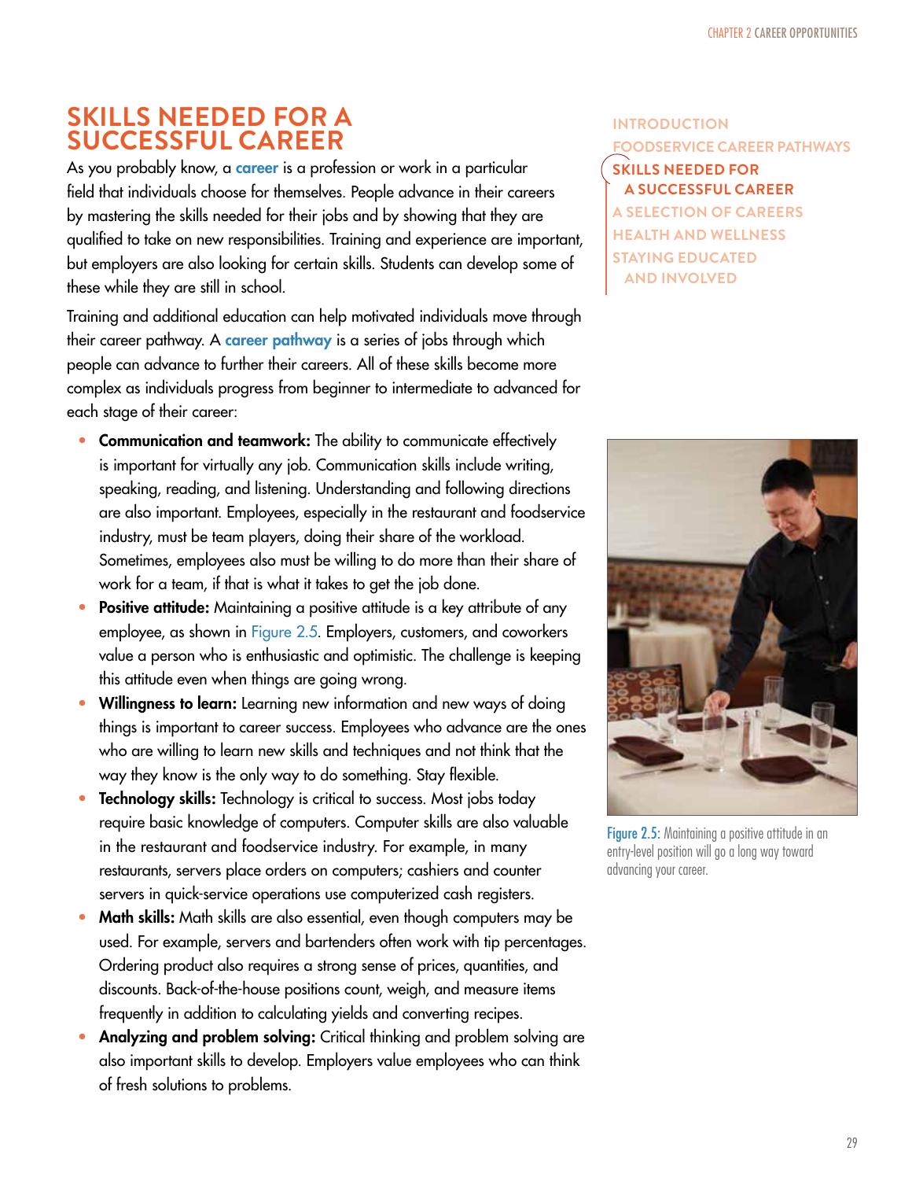## SKILLS NEEDED FOR A SUCCESSFUL CAREER

As you probably know, a **career** is a profession or work in a particular field that individuals choose for themselves. People advance in their careers by mastering the skills needed for their jobs and by showing that they are qualified to take on new responsibilities. Training and experience are important, but employers are also looking for certain skills. Students can develop some of these while they are still in school.

Training and additional education can help motivated individuals move through their career pathway. A **career pathway** is a series of jobs through which people can advance to further their careers. All of these skills become more complex as individuals progress from beginner to intermediate to advanced for each stage of their career:

- **Communication and teamwork:** The ability to communicate effectively is important for virtually any job. Communication skills include writing, speaking, reading, and listening. Understanding and following directions are also important. Employees, especially in the restaurant and foodservice industry, must be team players, doing their share of the workload. Sometimes, employees also must be willing to do more than their share of work for a team, if that is what it takes to get the job done.
- **Positive attitude:** Maintaining a positive attitude is a key attribute of any employee, as shown in Figure 2.5. Employers, customers, and coworkers value a person who is enthusiastic and optimistic. The challenge is keeping this attitude even when things are going wrong.
- **Willingness to learn:** Learning new information and new ways of doing things is important to career success. Employees who advance are the ones who are willing to learn new skills and techniques and not think that the way they know is the only way to do something. Stay flexible.
- **Technology skills:** Technology is critical to success. Most jobs today require basic knowledge of computers. Computer skills are also valuable in the restaurant and foodservice industry. For example, in many restaurants, servers place orders on computers; cashiers and counter servers in quick-service operations use computerized cash registers.
- **Math skills:** Math skills are also essential, even though computers may be used. For example, servers and bartenders often work with tip percentages. Ordering product also requires a strong sense of prices, quantities, and discounts. Back-of-the-house positions count, weigh, and measure items frequently in addition to calculating yields and converting recipes.
- **Analyzing and problem solving:** Critical thinking and problem solving are also important skills to develop. Employers value employees who can think of fresh solutions to problems.

Figure 2.5: Maintaining a positive attitude in an entry-level position will go a long way toward advancing your career.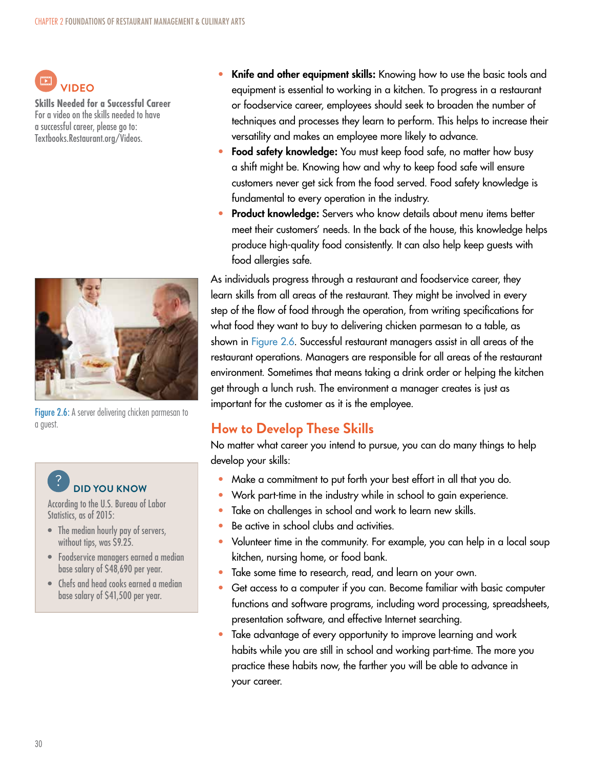**VIDEO**

**Skills Needed for a Successful Career**
For a video on the skills needed to have a successful career, please go to: Textbooks.Restaurant.org/Videos.

- **Knife and other equipment skills:** Knowing how to use the basic tools and equipment is essential to working in a kitchen. To progress in a restaurant or foodservice career, employees should seek to broaden the number of techniques and processes they learn to perform. This helps to increase their versatility and makes an employee more likely to advance.
- **Food safety knowledge:** You must keep food safe, no matter how busy a shift might be. Knowing how and why to keep food safe will ensure customers never get sick from the food served. Food safety knowledge is fundamental to every operation in the industry.
- **Product knowledge:** Servers who know details about menu items better meet their customers' needs. In the back of the house, this knowledge helps produce high-quality food consistently. It can also help keep guests with food allergies safe.

As individuals progress through a restaurant and foodservice career, they learn skills from all areas of the restaurant. They might be involved in every step of the flow of food through the operation, from writing specifications for what food they want to buy to delivering chicken parmesan to a table, as shown in Figure 2.6. Successful restaurant managers assist in all areas of the restaurant operations. Managers are responsible for all areas of the restaurant environment. Sometimes that means taking a drink order or helping the kitchen get through a lunch rush. The environment a manager creates is just as important for the customer as it is the employee.

Figure 2.6: A server delivering chicken parmesan to a guest.

**DID YOU KNOW**

According to the U.S. Bureau of Labor Statistics, as of 2015:

- The median hourly pay of servers, without tips, was $9.25.
- Foodservice managers earned a median base salary of $48,690 per year.
- Chefs and head cooks earned a median base salary of $41,500 per year.

## How to Develop These Skills

No matter what career you intend to pursue, you can do many things to help develop your skills:

- Make a commitment to put forth your best effort in all that you do.
- Work part-time in the industry while in school to gain experience.
- Take on challenges in school and work to learn new skills.
- Be active in school clubs and activities.
- Volunteer time in the community. For example, you can help in a local soup kitchen, nursing home, or food bank.
- Take some time to research, read, and learn on your own.
- Get access to a computer if you can. Become familiar with basic computer functions and software programs, including word processing, spreadsheets, presentation software, and effective Internet searching.
- Take advantage of every opportunity to improve learning and work habits while you are still in school and working part-time. The more you practice these habits now, the farther you will be able to advance in your career.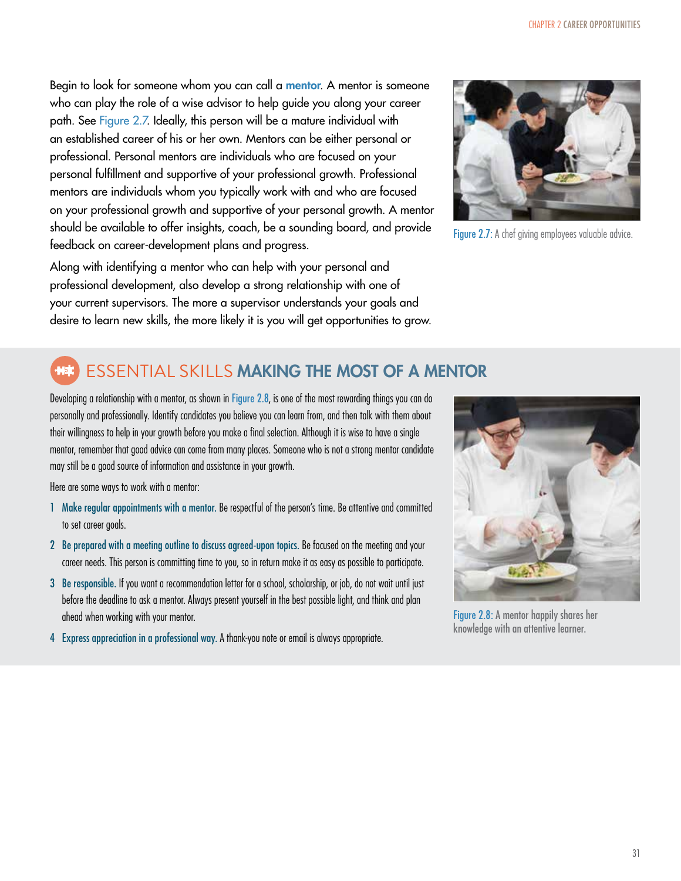Begin to look for someone whom you can call a **mentor**. A mentor is someone who can play the role of a wise advisor to help guide you along your career path. See Figure 2.7. Ideally, this person will be a mature individual with an established career of his or her own. Mentors can be either personal or professional. Personal mentors are individuals who are focused on your personal fulfillment and supportive of your professional growth. Professional mentors are individuals whom you typically work with and who are focused on your professional growth and supportive of your personal growth. A mentor should be available to offer insights, coach, be a sounding board, and provide feedback on career-development plans and progress.

Figure 2.7: A chef giving employees valuable advice.

Along with identifying a mentor who can help with your personal and professional development, also develop a strong relationship with one of your current supervisors. The more a supervisor understands your goals and desire to learn new skills, the more likely it is you will get opportunities to grow.

## ESSENTIAL SKILLS MAKING THE MOST OF A MENTOR

Developing a relationship with a mentor, as shown in Figure 2.8, is one of the most rewarding things you can do personally and professionally. Identify candidates you believe you can learn from, and then talk with them about their willingness to help in your growth before you make a final selection. Although it is wise to have a single mentor, remember that good advice can come from many places. Someone who is not a strong mentor candidate may still be a good source of information and assistance in your growth.

Here are some ways to work with a mentor:

1. **Make regular appointments with a mentor.** Be respectful of the person's time. Be attentive and committed to set career goals.
2. **Be prepared with a meeting outline to discuss agreed-upon topics.** Be focused on the meeting and your career needs. This person is committing time to you, so in return make it as easy as possible to participate.
3. **Be responsible.** If you want a recommendation letter for a school, scholarship, or job, do not wait until just before the deadline to ask a mentor. Always present yourself in the best possible light, and think and plan ahead when working with your mentor.
4. **Express appreciation in a professional way.** A thank-you note or email is always appropriate.

Figure 2.8: A mentor happily shares her knowledge with an attentive learner.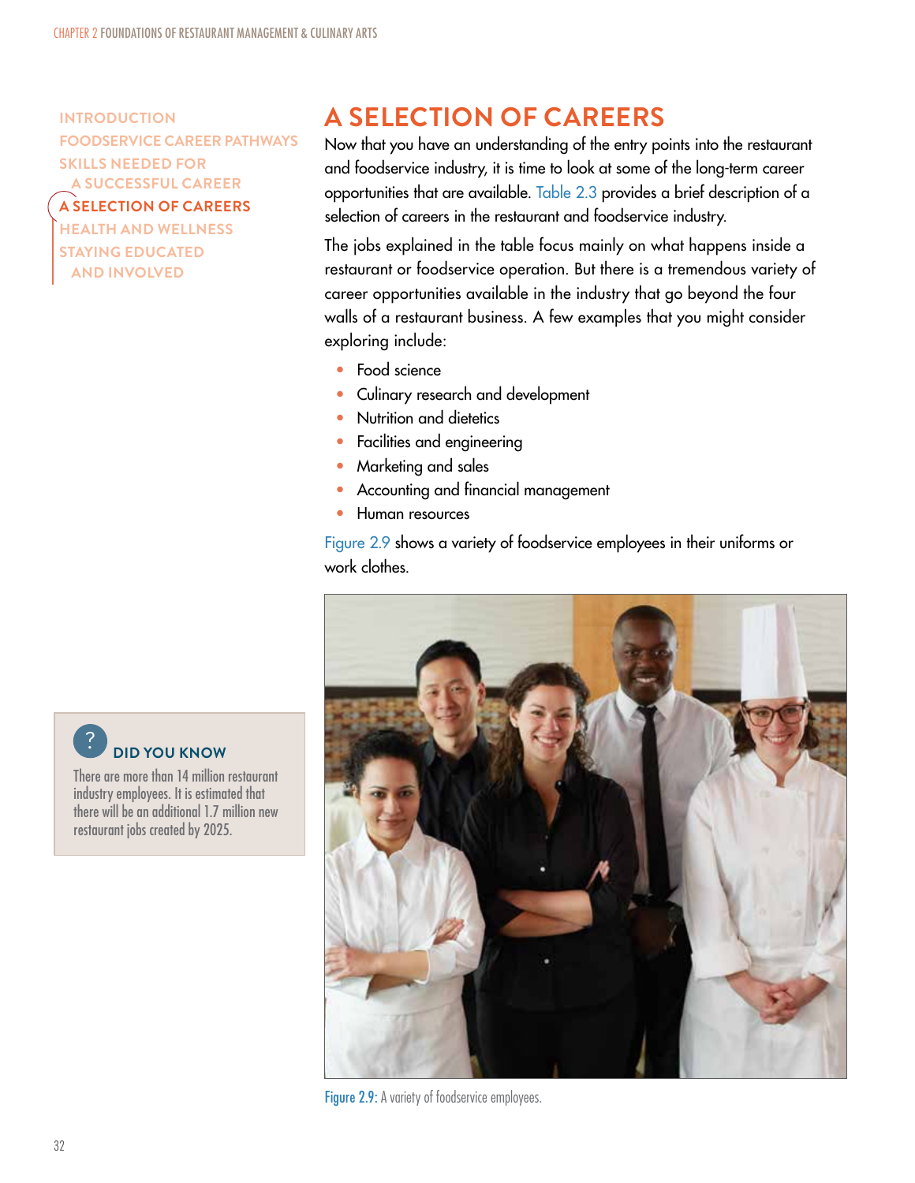# A SELECTION OF CAREERS

Now that you have an understanding of the entry points into the restaurant and foodservice industry, it is time to look at some of the long-term career opportunities that are available. Table 2.3 provides a brief description of a selection of careers in the restaurant and foodservice industry.

The jobs explained in the table focus mainly on what happens inside a restaurant or foodservice operation. But there is a tremendous variety of career opportunities available in the industry that go beyond the four walls of a restaurant business. A few examples that you might consider exploring include:

- Food science
- Culinary research and development
- Nutrition and dietetics
- Facilities and engineering
- Marketing and sales
- Accounting and financial management
- Human resources

Figure 2.9 shows a variety of foodservice employees in their uniforms or work clothes.

> **DID YOU KNOW**
>
> There are more than 14 million restaurant industry employees. It is estimated that there will be an additional 1.7 million new restaurant jobs created by 2025.

Figure 2.9: A variety of foodservice employees.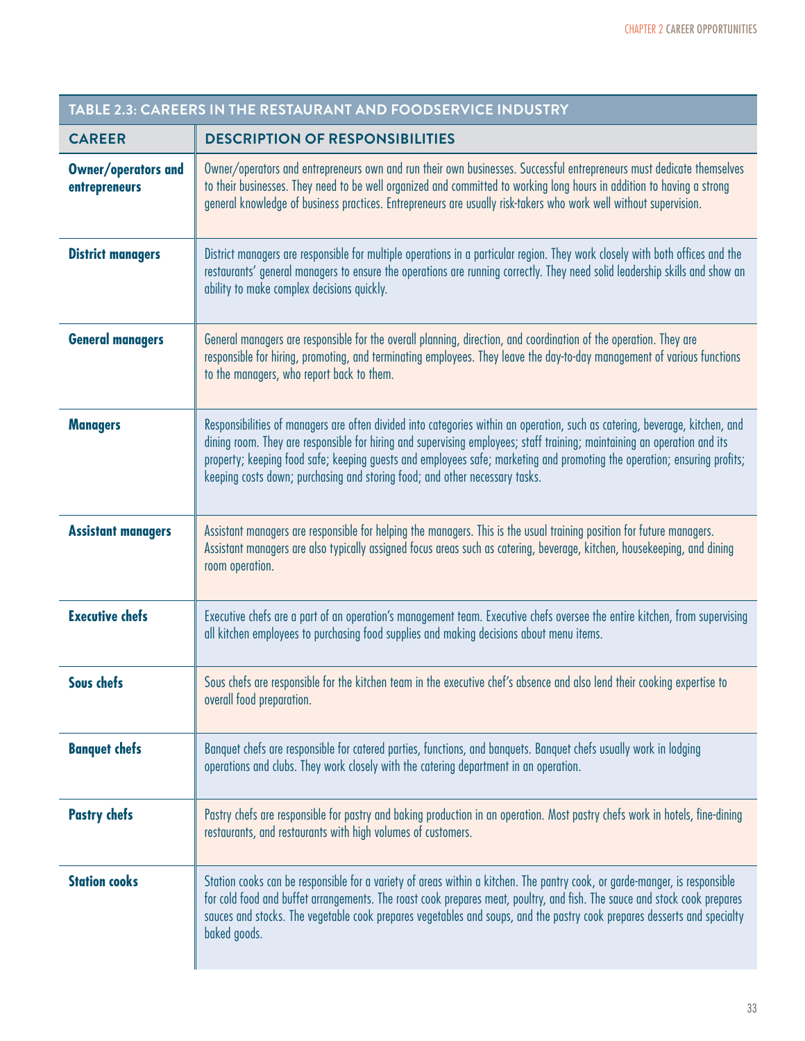| TABLE 2.3: CAREERS IN THE RESTAURANT AND FOODSERVICE INDUSTRY | |
|---|---|
| **CAREER** | **DESCRIPTION OF RESPONSIBILITIES** |
| **Owner/operators and entrepreneurs** | Owner/operators and entrepreneurs own and run their own businesses. Successful entrepreneurs must dedicate themselves to their businesses. They need to be well organized and committed to working long hours in addition to having a strong general knowledge of business practices. Entrepreneurs are usually risk-takers who work well without supervision. |
| **District managers** | District managers are responsible for multiple operations in a particular region. They work closely with both offices and the restaurants' general managers to ensure the operations are running correctly. They need solid leadership skills and show an ability to make complex decisions quickly. |
| **General managers** | General managers are responsible for the overall planning, direction, and coordination of the operation. They are responsible for hiring, promoting, and terminating employees. They leave the day-to-day management of various functions to the managers, who report back to them. |
| **Managers** | Responsibilities of managers are often divided into categories within an operation, such as catering, beverage, kitchen, and dining room. They are responsible for hiring and supervising employees; staff training; maintaining an operation and its property; keeping food safe; keeping guests and employees safe; marketing and promoting the operation; ensuring profits; keeping costs down; purchasing and storing food; and other necessary tasks. |
| **Assistant managers** | Assistant managers are responsible for helping the managers. This is the usual training position for future managers. Assistant managers are also typically assigned focus areas such as catering, beverage, kitchen, housekeeping, and dining room operation. |
| **Executive chefs** | Executive chefs are a part of an operation's management team. Executive chefs oversee the entire kitchen, from supervising all kitchen employees to purchasing food supplies and making decisions about menu items. |
| **Sous chefs** | Sous chefs are responsible for the kitchen team in the executive chef's absence and also lend their cooking expertise to overall food preparation. |
| **Banquet chefs** | Banquet chefs are responsible for catered parties, functions, and banquets. Banquet chefs usually work in lodging operations and clubs. They work closely with the catering department in an operation. |
| **Pastry chefs** | Pastry chefs are responsible for pastry and baking production in an operation. Most pastry chefs work in hotels, fine-dining restaurants, and restaurants with high volumes of customers. |
| **Station cooks** | Station cooks can be responsible for a variety of areas within a kitchen. The pantry cook, or garde-manger, is responsible for cold food and buffet arrangements. The roast cook prepares meat, poultry, and fish. The sauce and stock cook prepares sauces and stocks. The vegetable cook prepares vegetables and soups, and the pastry cook prepares desserts and specialty baked goods. |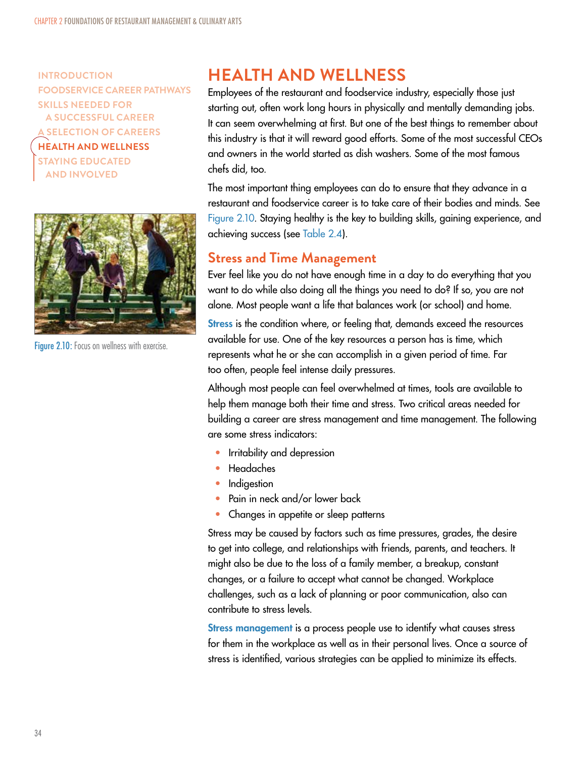## HEALTH AND WELLNESS

Employees of the restaurant and foodservice industry, especially those just starting out, often work long hours in physically and mentally demanding jobs. It can seem overwhelming at first. But one of the best things to remember about this industry is that it will reward good efforts. Some of the most successful CEOs and owners in the world started as dish washers. Some of the most famous chefs did, too.

The most important thing employees can do to ensure that they advance in a restaurant and foodservice career is to take care of their bodies and minds. See Figure 2.10. Staying healthy is the key to building skills, gaining experience, and achieving success (see Table 2.4).

Figure 2.10: Focus on wellness with exercise.

### Stress and Time Management

Ever feel like you do not have enough time in a day to do everything that you want to do while also doing all the things you need to do? If so, you are not alone. Most people want a life that balances work (or school) and home.

**Stress** is the condition where, or feeling that, demands exceed the resources available for use. One of the key resources a person has is time, which represents what he or she can accomplish in a given period of time. Far too often, people feel intense daily pressures.

Although most people can feel overwhelmed at times, tools are available to help them manage both their time and stress. Two critical areas needed for building a career are stress management and time management. The following are some stress indicators:

- Irritability and depression
- Headaches
- Indigestion
- Pain in neck and/or lower back
- Changes in appetite or sleep patterns

Stress may be caused by factors such as time pressures, grades, the desire to get into college, and relationships with friends, parents, and teachers. It might also be due to the loss of a family member, a breakup, constant changes, or a failure to accept what cannot be changed. Workplace challenges, such as a lack of planning or poor communication, also can contribute to stress levels.

**Stress management** is a process people use to identify what causes stress for them in the workplace as well as in their personal lives. Once a source of stress is identified, various strategies can be applied to minimize its effects.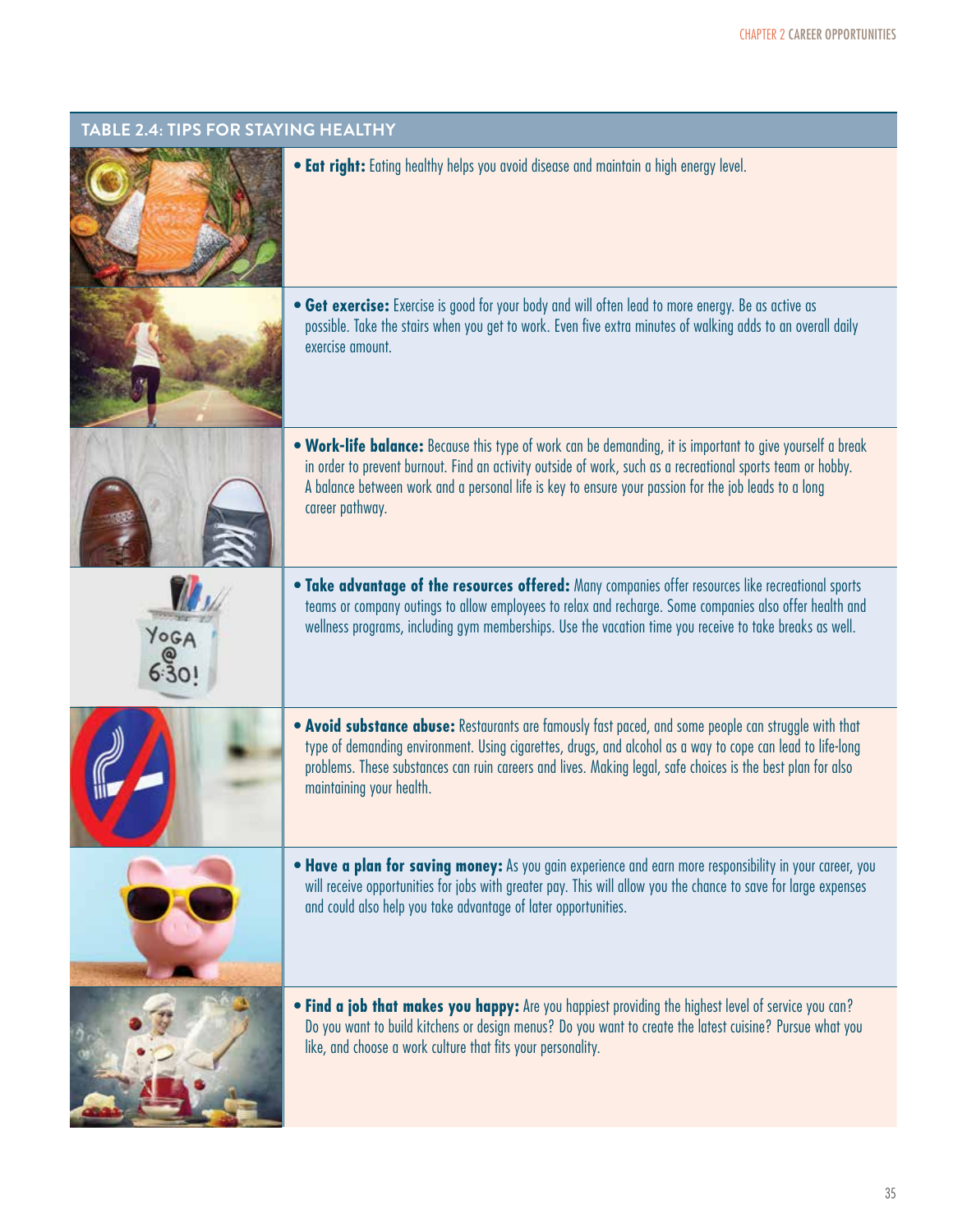## TABLE 2.4: TIPS FOR STAYING HEALTHY

- **Eat right:** Eating healthy helps you avoid disease and maintain a high energy level.
- **Get exercise:** Exercise is good for your body and will often lead to more energy. Be as active as possible. Take the stairs when you get to work. Even five extra minutes of walking adds to an overall daily exercise amount.
- **Work-life balance:** Because this type of work can be demanding, it is important to give yourself a break in order to prevent burnout. Find an activity outside of work, such as a recreational sports team or hobby. A balance between work and a personal life is key to ensure your passion for the job leads to a long career pathway.
- **Take advantage of the resources offered:** Many companies offer resources like recreational sports teams or company outings to allow employees to relax and recharge. Some companies also offer health and wellness programs, including gym memberships. Use the vacation time you receive to take breaks as well.
- **Avoid substance abuse:** Restaurants are famously fast paced, and some people can struggle with that type of demanding environment. Using cigarettes, drugs, and alcohol as a way to cope can lead to life-long problems. These substances can ruin careers and lives. Making legal, safe choices is the best plan for also maintaining your health.
- **Have a plan for saving money:** As you gain experience and earn more responsibility in your career, you will receive opportunities for jobs with greater pay. This will allow you the chance to save for large expenses and could also help you take advantage of later opportunities.
- **Find a job that makes you happy:** Are you happiest providing the highest level of service you can? Do you want to build kitchens or design menus? Do you want to create the latest cuisine? Pursue what you like, and choose a work culture that fits your personality.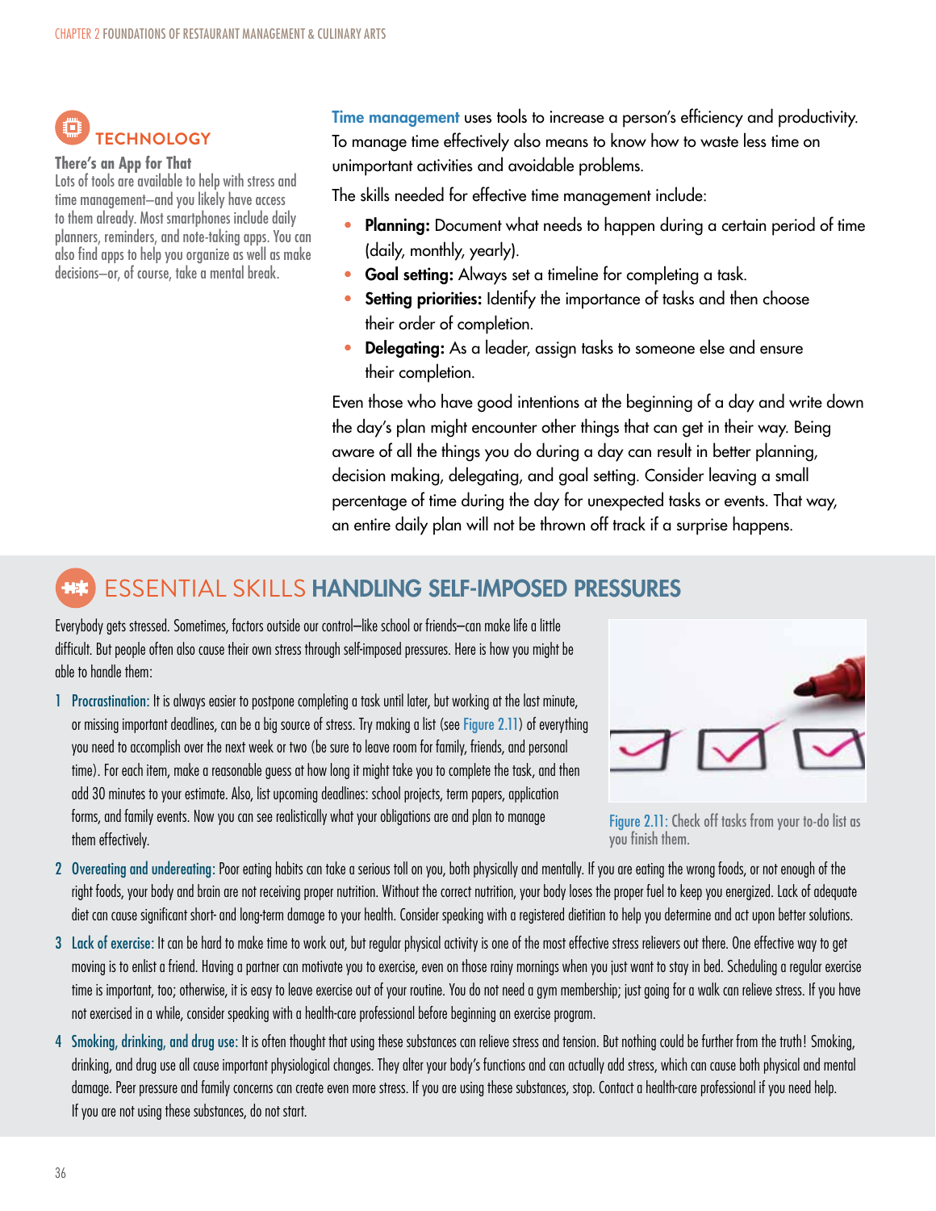### TECHNOLOGY

**There's an App for That**

Lots of tools are available to help with stress and time management—and you likely have access to them already. Most smartphones include daily planners, reminders, and note-taking apps. You can also find apps to help you organize as well as make decisions—or, of course, take a mental break.

**Time management** uses tools to increase a person's efficiency and productivity. To manage time effectively also means to know how to waste less time on unimportant activities and avoidable problems.

The skills needed for effective time management include:

- **Planning:** Document what needs to happen during a certain period of time (daily, monthly, yearly).
- **Goal setting:** Always set a timeline for completing a task.
- **Setting priorities:** Identify the importance of tasks and then choose their order of completion.
- **Delegating:** As a leader, assign tasks to someone else and ensure their completion.

Even those who have good intentions at the beginning of a day and write down the day's plan might encounter other things that can get in their way. Being aware of all the things you do during a day can result in better planning, decision making, delegating, and goal setting. Consider leaving a small percentage of time during the day for unexpected tasks or events. That way, an entire daily plan will not be thrown off track if a surprise happens.

## ESSENTIAL SKILLS HANDLING SELF-IMPOSED PRESSURES

Everybody gets stressed. Sometimes, factors outside our control—like school or friends—can make life a little difficult. But people often also cause their own stress through self-imposed pressures. Here is how you might be able to handle them:

1. **Procrastination:** It is always easier to postpone completing a task until later, but working at the last minute, or missing important deadlines, can be a big source of stress. Try making a list (see Figure 2.11) of everything you need to accomplish over the next week or two (be sure to leave room for family, friends, and personal time). For each item, make a reasonable guess at how long it might take you to complete the task, and then add 30 minutes to your estimate. Also, list upcoming deadlines: school projects, term papers, application forms, and family events. Now you can see realistically what your obligations are and plan to manage them effectively.

Figure 2.11: Check off tasks from your to-do list as you finish them.

2. **Overeating and undereating:** Poor eating habits can take a serious toll on you, both physically and mentally. If you are eating the wrong foods, or not enough of the right foods, your body and brain are not receiving proper nutrition. Without the correct nutrition, your body loses the proper fuel to keep you energized. Lack of adequate diet can cause significant short- and long-term damage to your health. Consider speaking with a registered dietitian to help you determine and act upon better solutions.
3. **Lack of exercise:** It can be hard to make time to work out, but regular physical activity is one of the most effective stress relievers out there. One effective way to get moving is to enlist a friend. Having a partner can motivate you to exercise, even on those rainy mornings when you just want to stay in bed. Scheduling a regular exercise time is important, too; otherwise, it is easy to leave exercise out of your routine. You do not need a gym membership; just going for a walk can relieve stress. If you have not exercised in a while, consider speaking with a health-care professional before beginning an exercise program.
4. **Smoking, drinking, and drug use:** It is often thought that using these substances can relieve stress and tension. But nothing could be further from the truth! Smoking, drinking, and drug use all cause important physiological changes. They alter your body's functions and can actually add stress, which can cause both physical and mental damage. Peer pressure and family concerns can create even more stress. If you are using these substances, stop. Contact a health-care professional if you need help. If you are not using these substances, do not start.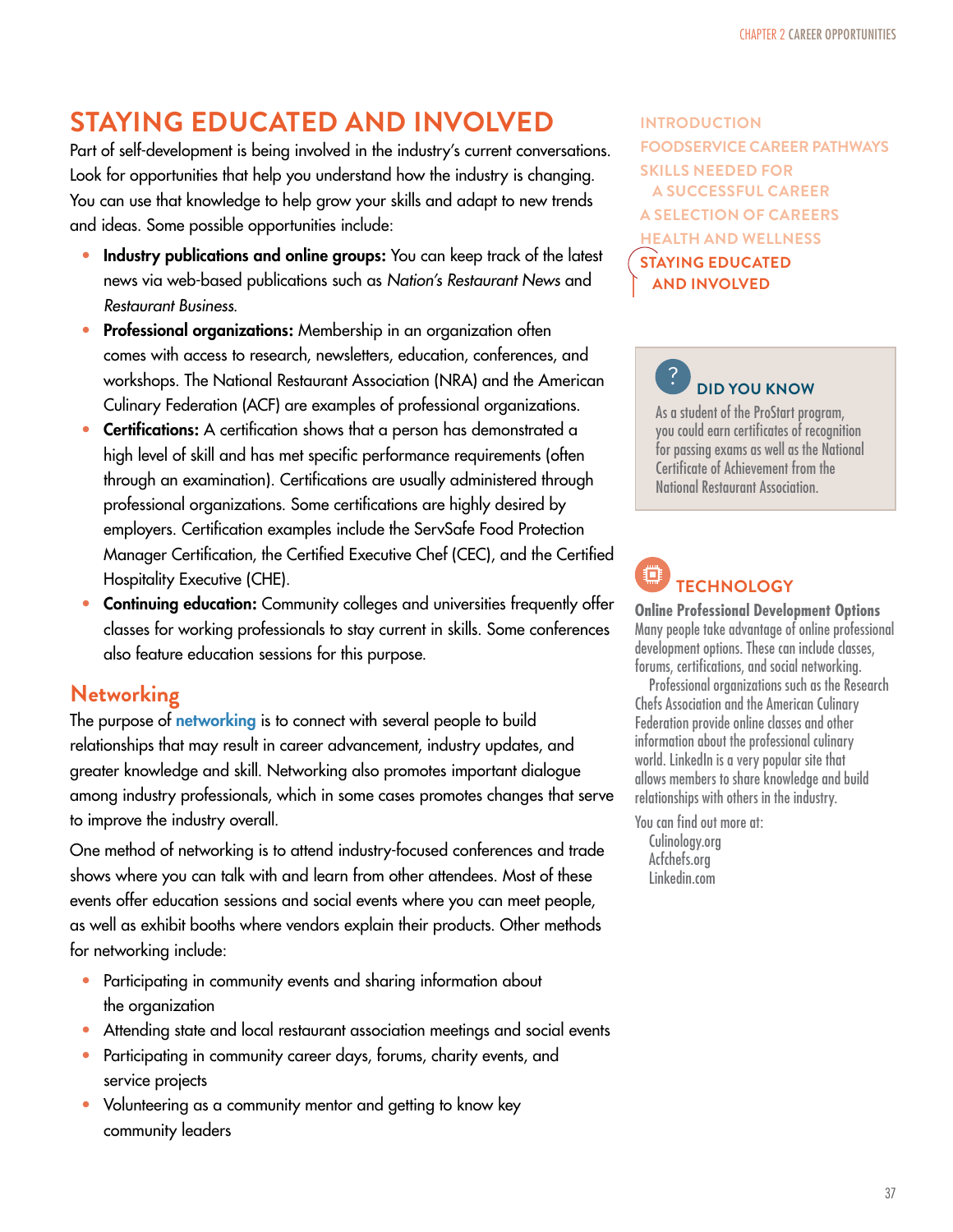# STAYING EDUCATED AND INVOLVED

Part of self-development is being involved in the industry's current conversations. Look for opportunities that help you understand how the industry is changing. You can use that knowledge to help grow your skills and adapt to new trends and ideas. Some possible opportunities include:

- **Industry publications and online groups:** You can keep track of the latest news via web-based publications such as *Nation's Restaurant News* and *Restaurant Business.*
- **Professional organizations:** Membership in an organization often comes with access to research, newsletters, education, conferences, and workshops. The National Restaurant Association (NRA) and the American Culinary Federation (ACF) are examples of professional organizations.
- **Certifications:** A certification shows that a person has demonstrated a high level of skill and has met specific performance requirements (often through an examination). Certifications are usually administered through professional organizations. Some certifications are highly desired by employers. Certification examples include the ServSafe Food Protection Manager Certification, the Certified Executive Chef (CEC), and the Certified Hospitality Executive (CHE).
- **Continuing education:** Community colleges and universities frequently offer classes for working professionals to stay current in skills. Some conferences also feature education sessions for this purpose.

## Networking

The purpose of **networking** is to connect with several people to build relationships that may result in career advancement, industry updates, and greater knowledge and skill. Networking also promotes important dialogue among industry professionals, which in some cases promotes changes that serve to improve the industry overall.

One method of networking is to attend industry-focused conferences and trade shows where you can talk with and learn from other attendees. Most of these events offer education sessions and social events where you can meet people, as well as exhibit booths where vendors explain their products. Other methods for networking include:

- Participating in community events and sharing information about the organization
- Attending state and local restaurant association meetings and social events
- Participating in community career days, forums, charity events, and service projects
- Volunteering as a community mentor and getting to know key community leaders

### DID YOU KNOW

As a student of the ProStart program, you could earn certificates of recognition for passing exams as well as the National Certificate of Achievement from the National Restaurant Association.

### TECHNOLOGY

**Online Professional Development Options**

Many people take advantage of online professional development options. These can include classes, forums, certifications, and social networking.

Professional organizations such as the Research Chefs Association and the American Culinary Federation provide online classes and other information about the professional culinary world. LinkedIn is a very popular site that allows members to share knowledge and build relationships with others in the industry.

You can find out more at:

Culinology.org
Acfchefs.org
Linkedin.com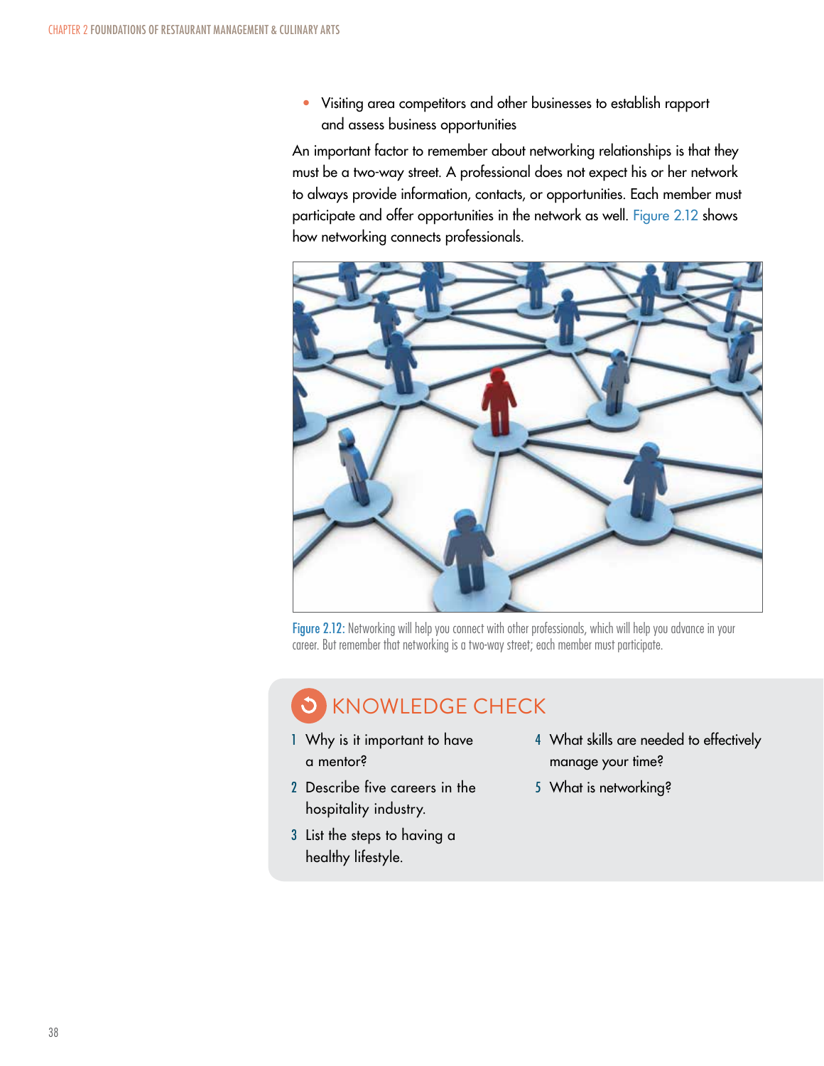- Visiting area competitors and other businesses to establish rapport and assess business opportunities

An important factor to remember about networking relationships is that they must be a two-way street. A professional does not expect his or her network to always provide information, contacts, or opportunities. Each member must participate and offer opportunities in the network as well. Figure 2.12 shows how networking connects professionals.

Figure 2.12: Networking will help you connect with other professionals, which will help you advance in your career. But remember that networking is a two-way street; each member must participate.

## KNOWLEDGE CHECK

1. Why is it important to have a mentor?
2. Describe five careers in the hospitality industry.
3. List the steps to having a healthy lifestyle.
4. What skills are needed to effectively manage your time?
5. What is networking?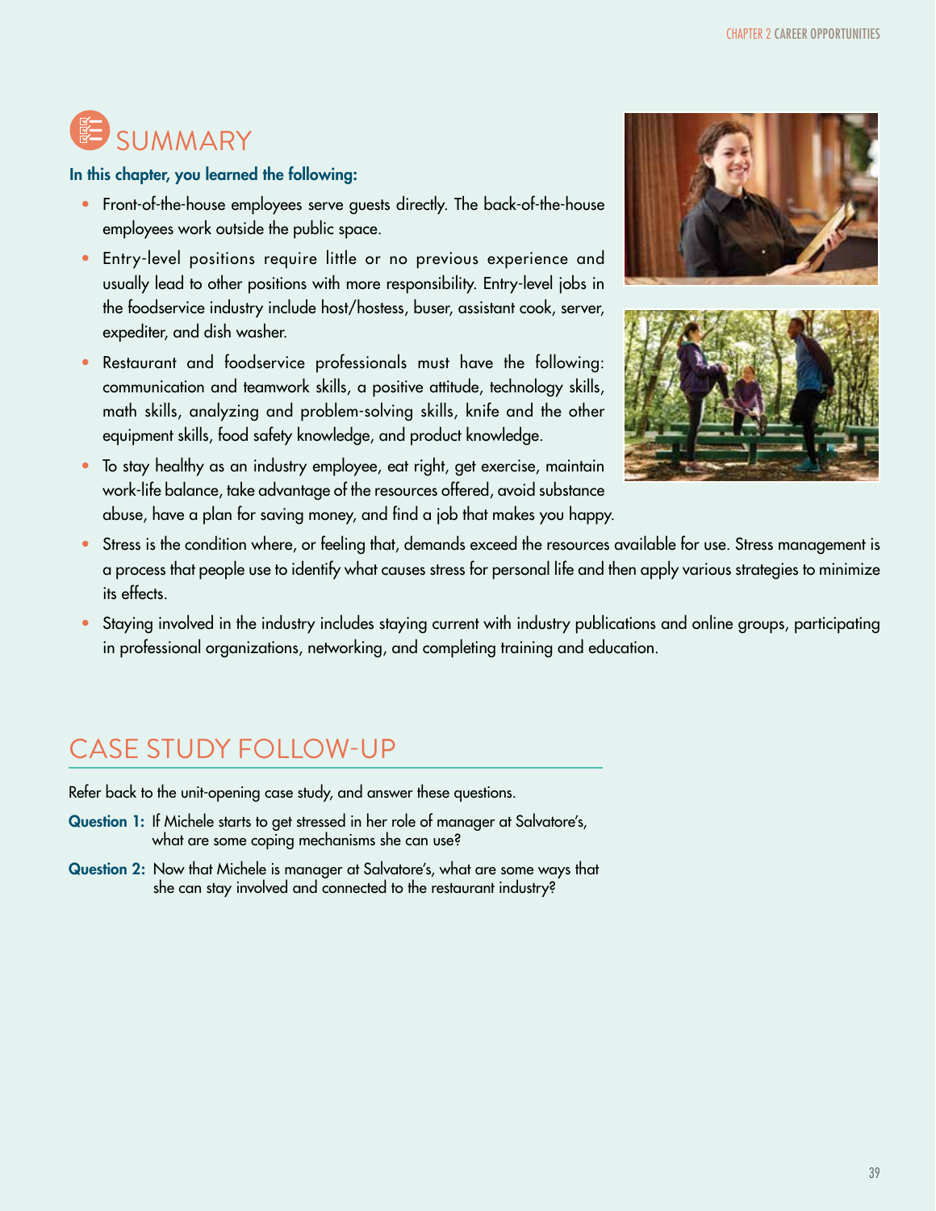# SUMMARY

**In this chapter, you learned the following:**

- Front-of-the-house employees serve guests directly. The back-of-the-house employees work outside the public space.
- Entry-level positions require little or no previous experience and usually lead to other positions with more responsibility. Entry-level jobs in the foodservice industry include host/hostess, buser, assistant cook, server, expediter, and dish washer.
- Restaurant and foodservice professionals must have the following: communication and teamwork skills, a positive attitude, technology skills, math skills, analyzing and problem-solving skills, knife and the other equipment skills, food safety knowledge, and product knowledge.
- To stay healthy as an industry employee, eat right, get exercise, maintain work-life balance, take advantage of the resources offered, avoid substance abuse, have a plan for saving money, and find a job that makes you happy.
- Stress is the condition where, or feeling that, demands exceed the resources available for use. Stress management is a process that people use to identify what causes stress for personal life and then apply various strategies to minimize its effects.
- Staying involved in the industry includes staying current with industry publications and online groups, participating in professional organizations, networking, and completing training and education.

## CASE STUDY FOLLOW-UP

Refer back to the unit-opening case study, and answer these questions.

**Question 1:** If Michele starts to get stressed in her role of manager at Salvatore's, what are some coping mechanisms she can use?

**Question 2:** Now that Michele is manager at Salvatore's, what are some ways that she can stay involved and connected to the restaurant industry?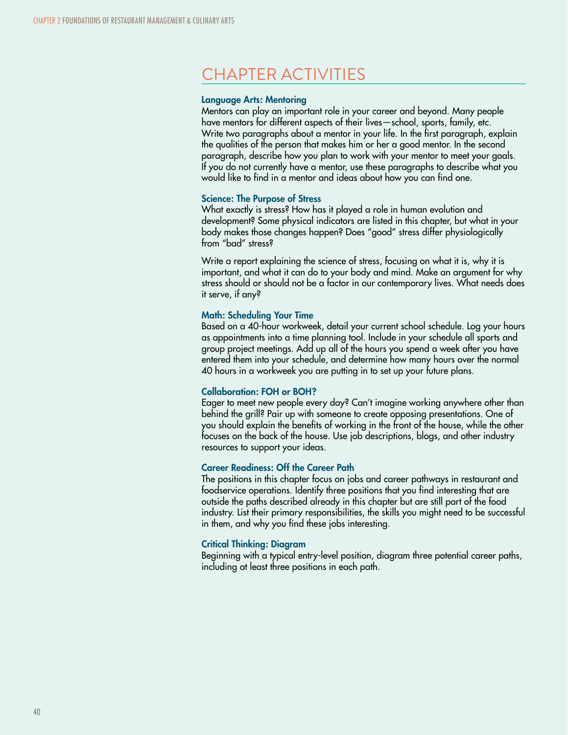# CHAPTER ACTIVITIES

### Language Arts: Mentoring

Mentors can play an important role in your career and beyond. Many people have mentors for different aspects of their lives—school, sports, family, etc. Write two paragraphs about a mentor in your life. In the first paragraph, explain the qualities of the person that makes him or her a good mentor. In the second paragraph, describe how you plan to work with your mentor to meet your goals. If you do not currently have a mentor, use these paragraphs to describe what you would like to find in a mentor and ideas about how you can find one.

### Science: The Purpose of Stress

What exactly is stress? How has it played a role in human evolution and development? Some physical indicators are listed in this chapter, but what in your body makes those changes happen? Does "good" stress differ physiologically from "bad" stress?

Write a report explaining the science of stress, focusing on what it is, why it is important, and what it can do to your body and mind. Make an argument for why stress should or should not be a factor in our contemporary lives. What needs does it serve, if any?

### Math: Scheduling Your Time

Based on a 40-hour workweek, detail your current school schedule. Log your hours as appointments into a time planning tool. Include in your schedule all sports and group project meetings. Add up all of the hours you spend a week after you have entered them into your schedule, and determine how many hours over the normal 40 hours in a workweek you are putting in to set up your future plans.

### Collaboration: FOH or BOH?

Eager to meet new people every day? Can't imagine working anywhere other than behind the grill? Pair up with someone to create opposing presentations. One of you should explain the benefits of working in the front of the house, while the other focuses on the back of the house. Use job descriptions, blogs, and other industry resources to support your ideas.

### Career Readiness: Off the Career Path

The positions in this chapter focus on jobs and career pathways in restaurant and foodservice operations. Identify three positions that you find interesting that are outside the paths described already in this chapter but are still part of the food industry. List their primary responsibilities, the skills you might need to be successful in them, and why you find these jobs interesting.

### Critical Thinking: Diagram

Beginning with a typical entry-level position, diagram three potential career paths, including at least three positions in each path.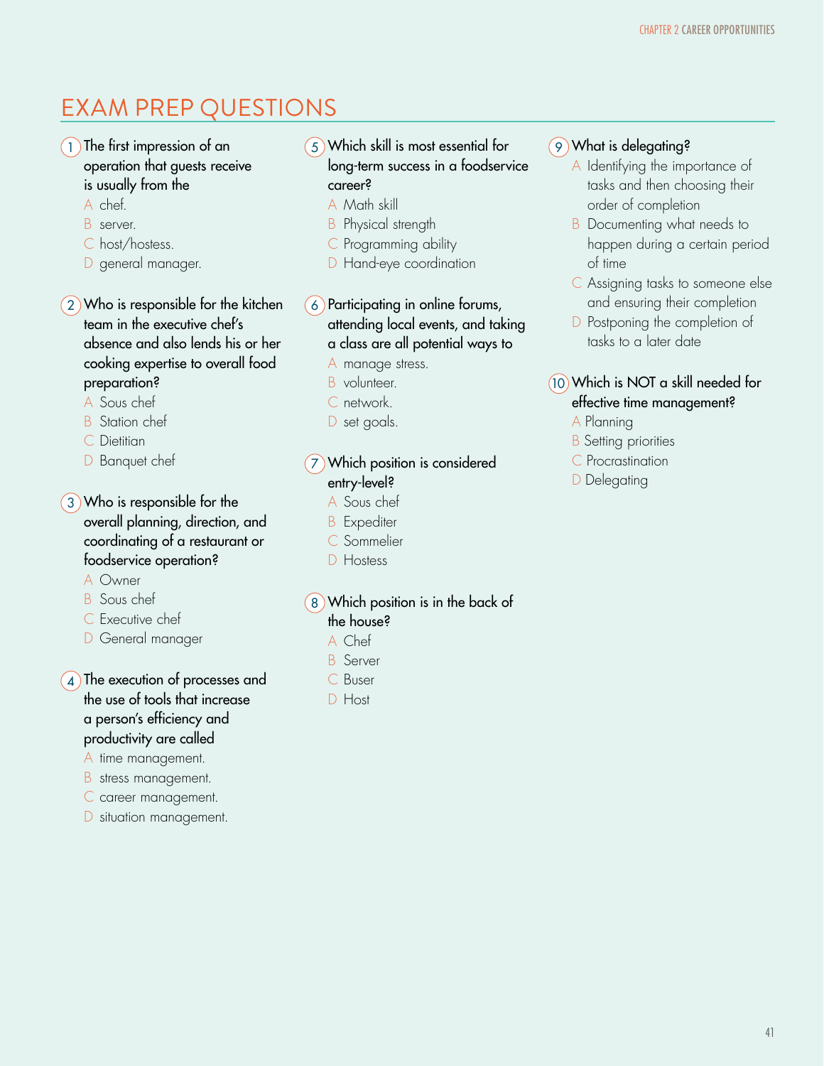# EXAM PREP QUESTIONS

1. The first impression of an operation that guests receive is usually from the
   - A chef.
   - B server.
   - C host/hostess.
   - D general manager.

2. Who is responsible for the kitchen team in the executive chef's absence and also lends his or her cooking expertise to overall food preparation?
   - A Sous chef
   - B Station chef
   - C Dietitian
   - D Banquet chef

3. Who is responsible for the overall planning, direction, and coordinating of a restaurant or foodservice operation?
   - A Owner
   - B Sous chef
   - C Executive chef
   - D General manager

4. The execution of processes and the use of tools that increase a person's efficiency and productivity are called
   - A time management.
   - B stress management.
   - C career management.
   - D situation management.

5. Which skill is most essential for long-term success in a foodservice career?
   - A Math skill
   - B Physical strength
   - C Programming ability
   - D Hand-eye coordination

6. Participating in online forums, attending local events, and taking a class are all potential ways to
   - A manage stress.
   - B volunteer.
   - C network.
   - D set goals.

7. Which position is considered entry-level?
   - A Sous chef
   - B Expediter
   - C Sommelier
   - D Hostess

8. Which position is in the back of the house?
   - A Chef
   - B Server
   - C Buser
   - D Host

9. What is delegating?
   - A Identifying the importance of tasks and then choosing their order of completion
   - B Documenting what needs to happen during a certain period of time
   - C Assigning tasks to someone else and ensuring their completion
   - D Postponing the completion of tasks to a later date

10. Which is NOT a skill needed for effective time management?
    - A Planning
    - B Setting priorities
    - C Procrastination
    - D Delegating